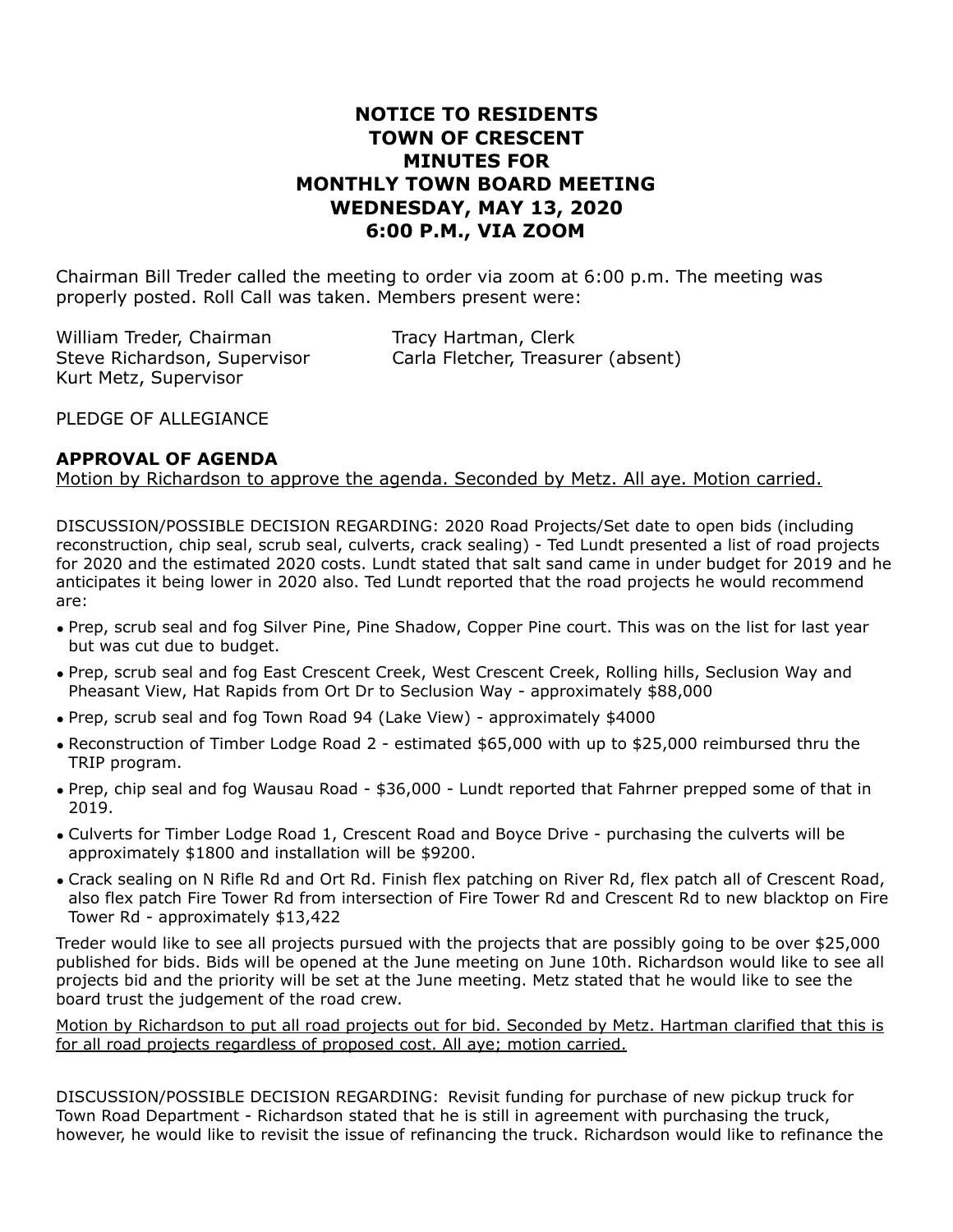# NOTICE TO RESIDENTS
# TOWN OF CRESCENT
# MINUTES FOR
# MONTHLY TOWN BOARD MEETING
# WEDNESDAY, MAY 13, 2020
# 6:00 P.M., VIA ZOOM

Chairman Bill Treder called the meeting to order via zoom at 6:00 p.m. The meeting was properly posted. Roll Call was taken. Members present were:

William Treder, Chairman
Steve Richardson, Supervisor
Kurt Metz, Supervisor
Tracy Hartman, Clerk
Carla Fletcher, Treasurer (absent)

PLEDGE OF ALLEGIANCE

**APPROVAL OF AGENDA**

<u>Motion by Richardson to approve the agenda. Seconded by Metz. All aye. Motion carried.</u>

DISCUSSION/POSSIBLE DECISION REGARDING: 2020 Road Projects/Set date to open bids (including reconstruction, chip seal, scrub seal, culverts, crack sealing) - Ted Lundt presented a list of road projects for 2020 and the estimated 2020 costs. Lundt stated that salt sand came in under budget for 2019 and he anticipates it being lower in 2020 also. Ted Lundt reported that the road projects he would recommend are:

- Prep, scrub seal and fog Silver Pine, Pine Shadow, Copper Pine court. This was on the list for last year but was cut due to budget.
- Prep, scrub seal and fog East Crescent Creek, West Crescent Creek, Rolling hills, Seclusion Way and Pheasant View, Hat Rapids from Ort Dr to Seclusion Way - approximately $88,000
- Prep, scrub seal and fog Town Road 94 (Lake View) - approximately $4000
- Reconstruction of Timber Lodge Road 2 - estimated $65,000 with up to $25,000 reimbursed thru the TRIP program.
- Prep, chip seal and fog Wausau Road - $36,000 - Lundt reported that Fahrner prepped some of that in 2019.
- Culverts for Timber Lodge Road 1, Crescent Road and Boyce Drive - purchasing the culverts will be approximately $1800 and installation will be $9200.
- Crack sealing on N Rifle Rd and Ort Rd. Finish flex patching on River Rd, flex patch all of Crescent Road, also flex patch Fire Tower Rd from intersection of Fire Tower Rd and Crescent Rd to new blacktop on Fire Tower Rd - approximately $13,422

Treder would like to see all projects pursued with the projects that are possibly going to be over $25,000 published for bids. Bids will be opened at the June meeting on June 10th. Richardson would like to see all projects bid and the priority will be set at the June meeting. Metz stated that he would like to see the board trust the judgement of the road crew.

<u>Motion by Richardson to put all road projects out for bid. Seconded by Metz. Hartman clarified that this is for all road projects regardless of proposed cost. All aye; motion carried.</u>

DISCUSSION/POSSIBLE DECISION REGARDING: Revisit funding for purchase of new pickup truck for Town Road Department - Richardson stated that he is still in agreement with purchasing the truck, however, he would like to revisit the issue of refinancing the truck. Richardson would like to refinance the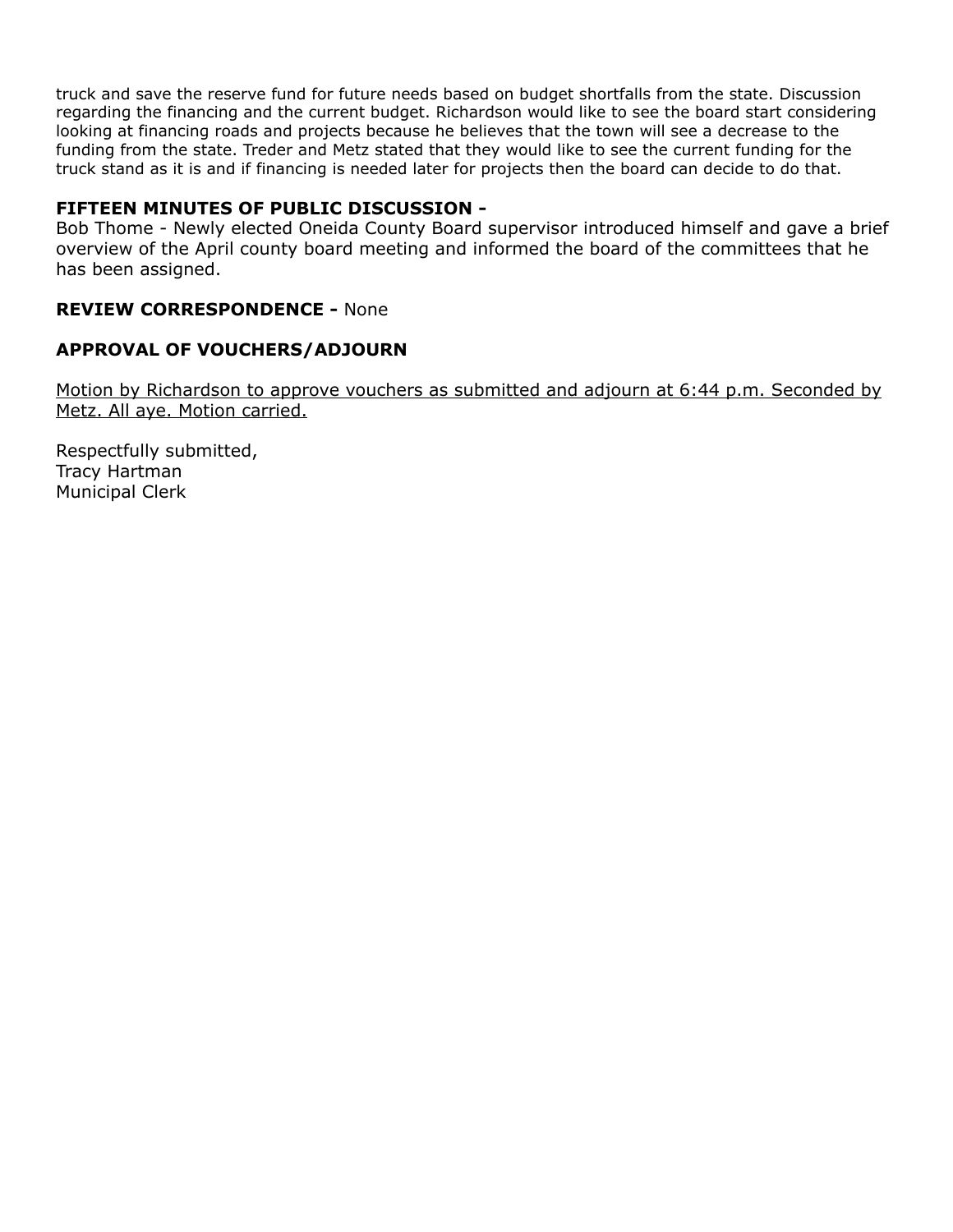truck and save the reserve fund for future needs based on budget shortfalls from the state. Discussion regarding the financing and the current budget. Richardson would like to see the board start considering looking at financing roads and projects because he believes that the town will see a decrease to the funding from the state. Treder and Metz stated that they would like to see the current funding for the truck stand as it is and if financing is needed later for projects then the board can decide to do that.

**FIFTEEN MINUTES OF PUBLIC DISCUSSION -**
Bob Thome - Newly elected Oneida County Board supervisor introduced himself and gave a brief overview of the April county board meeting and informed the board of the committees that he has been assigned.

**REVIEW CORRESPONDENCE -** None

**APPROVAL OF VOUCHERS/ADJOURN**

<u>Motion by Richardson to approve vouchers as submitted and adjourn at 6:44 p.m. Seconded by Metz. All aye. Motion carried.</u>

Respectfully submitted,
Tracy Hartman
Municipal Clerk